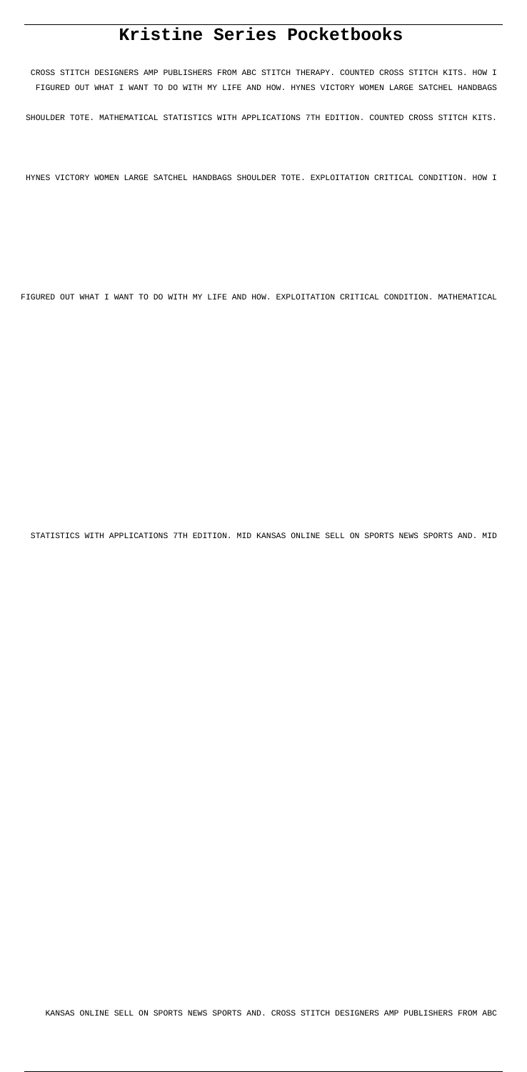# Kristine Series Pocketbooks

CROSS STITCH DESIGNERS AMP PUBLISHERS FROM ABC STITCH THERAPY. COUNTED CROSS STITCH KITS. HOW I FIGURED OUT WHAT I WANT TO DO WITH MY LIFE AND HOW. HYNES VICTORY WOMEN LARGE SATCHEL HANDBAGS SHOULDER TOTE. MATHEMATICAL STATISTICS WITH APPLICATIONS 7TH EDITION. COUNTED CROSS STITCH KITS. HYNES VICTORY WOMEN LARGE SATCHEL HANDBAGS SHOULDER TOTE. EXPLOITATION CRITICAL CONDITION. HOW I FIGURED OUT WHAT I WANT TO DO WITH MY LIFE AND HOW. EXPLOITATION CRITICAL CONDITION. MATHEMATICAL STATISTICS WITH APPLICATIONS 7TH EDITION. MID KANSAS ONLINE SELL ON SPORTS NEWS SPORTS AND. MID KANSAS ONLINE SELL ON SPORTS NEWS SPORTS AND. CROSS STITCH DESIGNERS AMP PUBLISHERS FROM ABC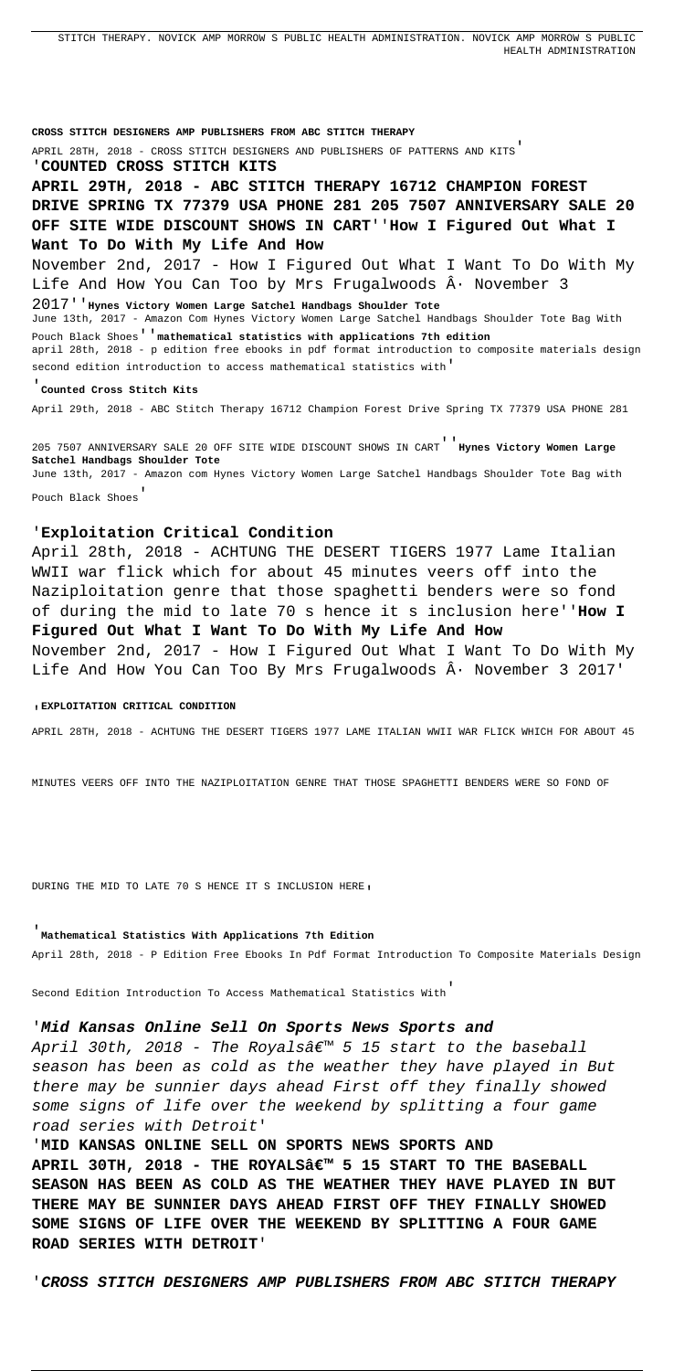STITCH THERAPY. NOVICK AMP MORROW S PUBLIC HEALTH ADMINISTRATION. NOVICK AMP MORROW S PUBLIC HEALTH ADMINISTRATION

**CROSS STITCH DESIGNERS AMP PUBLISHERS FROM ABC STITCH THERAPY**

APRIL 28TH, 2018 - CROSS STITCH DESIGNERS AND PUBLISHERS OF PATTERNS AND KITS'

'**COUNTED CROSS STITCH KITS**

**APRIL 29TH, 2018 - ABC STITCH THERAPY 16712 CHAMPION FOREST DRIVE SPRING TX 77379 USA PHONE 281 205 7507 ANNIVERSARY SALE 20 OFF SITE WIDE DISCOUNT SHOWS IN CART**''**How I Figured Out What I Want To Do With My Life And How**

November 2nd, 2017 - How I Figured Out What I Want To Do With My Life And How You Can Too by Mrs Frugalwoods Â· November 3 2017''**Hynes Victory Women Large Satchel Handbags Shoulder Tote**

June 13th, 2017 - Amazon Com Hynes Victory Women Large Satchel Handbags Shoulder Tote Bag With Pouch Black Shoes''**mathematical statistics with applications 7th edition**

april 28th, 2018 - p edition free ebooks in pdf format introduction to composite materials design second edition introduction to access mathematical statistics with'

'**Counted Cross Stitch Kits**

April 29th, 2018 - ABC Stitch Therapy 16712 Champion Forest Drive Spring TX 77379 USA PHONE 281 205 7507 ANNIVERSARY SALE 20 OFF SITE WIDE DISCOUNT SHOWS IN CART''**Hynes Victory Women Large Satchel Handbags Shoulder Tote**

June 13th, 2017 - Amazon com Hynes Victory Women Large Satchel Handbags Shoulder Tote Bag with Pouch Black Shoes'

'**Exploitation Critical Condition**

April 28th, 2018 - ACHTUNG THE DESERT TIGERS 1977 Lame Italian WWII war flick which for about 45 minutes veers off into the Naziploitation genre that those spaghetti benders were so fond of during the mid to late 70 s hence it s inclusion here''**How I Figured Out What I Want To Do With My Life And How**

November 2nd, 2017 - How I Figured Out What I Want To Do With My Life And How You Can Too By Mrs Frugalwoods Â· November 3 2017'

'**EXPLOITATION CRITICAL CONDITION**

APRIL 28TH, 2018 - ACHTUNG THE DESERT TIGERS 1977 LAME ITALIAN WWII WAR FLICK WHICH FOR ABOUT 45 MINUTES VEERS OFF INTO THE NAZIPLOITATION GENRE THAT THOSE SPAGHETTI BENDERS WERE SO FOND OF DURING THE MID TO LATE 70 S HENCE IT S INCLUSION HERE'

'**Mathematical Statistics With Applications 7th Edition**

April 28th, 2018 - P Edition Free Ebooks In Pdf Format Introduction To Composite Materials Design Second Edition Introduction To Access Mathematical Statistics With'

'***Mid Kansas Online Sell On Sports News Sports and***

*April 30th, 2018 - The Royalsâ€™ 5 15 start to the baseball season has been as cold as the weather they have played in But there may be sunnier days ahead First off they finally showed some signs of life over the weekend by splitting a four game road series with Detroit*'

'**MID KANSAS ONLINE SELL ON SPORTS NEWS SPORTS AND**

**APRIL 30TH, 2018 - THE ROYALSâ€™ 5 15 START TO THE BASEBALL SEASON HAS BEEN AS COLD AS THE WEATHER THEY HAVE PLAYED IN BUT THERE MAY BE SUNNIER DAYS AHEAD FIRST OFF THEY FINALLY SHOWED SOME SIGNS OF LIFE OVER THE WEEKEND BY SPLITTING A FOUR GAME ROAD SERIES WITH DETROIT**'

'***CROSS STITCH DESIGNERS AMP PUBLISHERS FROM ABC STITCH THERAPY***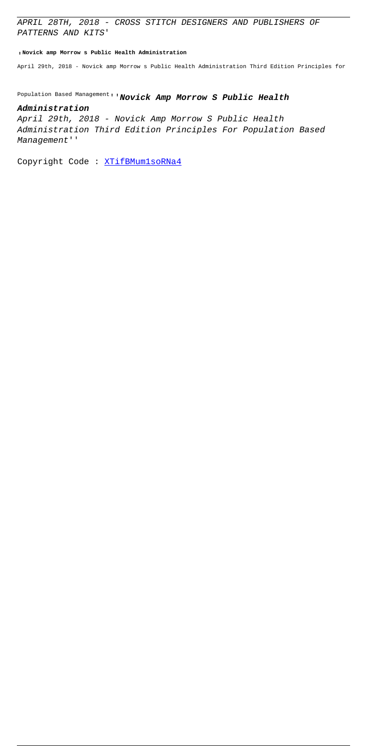*APRIL 28TH, 2018 - CROSS STITCH DESIGNERS AND PUBLISHERS OF PATTERNS AND KITS'*

'**Novick amp Morrow s Public Health Administration**

April 29th, 2018 - Novick amp Morrow s Public Health Administration Third Edition Principles for Population Based Management''

'**Novick Amp Morrow S Public Health Administration**

*April 29th, 2018 - Novick Amp Morrow S Public Health Administration Third Edition Principles For Population Based Management''*

Copyright Code : XTifBMum1soRNa4